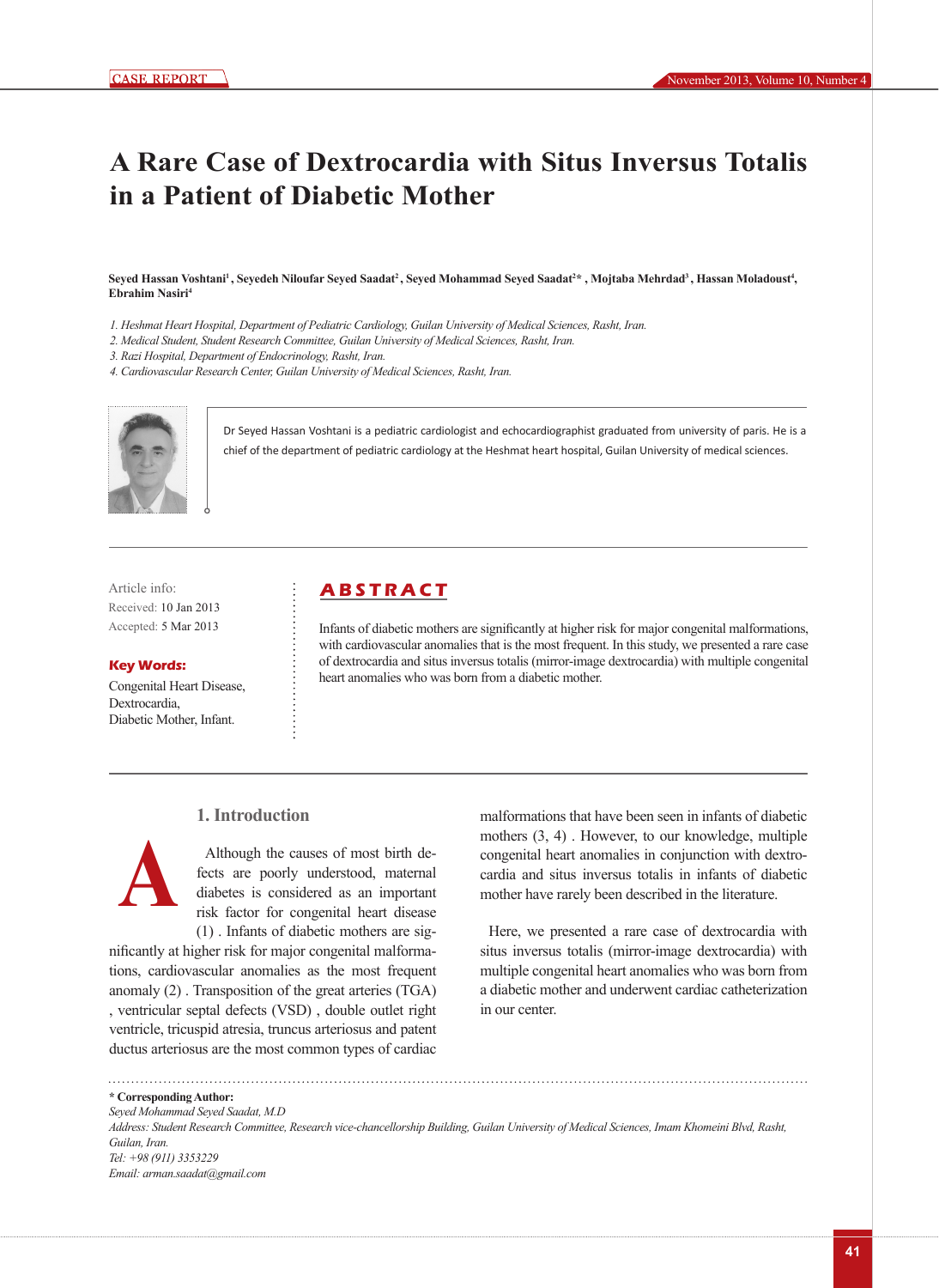CASE REPORT

# A Rare Case of Dextrocardia with Situs Inversus Totalis in a Patient of Diabetic Mother

**Seyed Hassan Voshtani[1], Seyedeh Niloufar Seyed Saadat[2], Seyed Mohammad Seyed Saadat[2]*, Mojtaba Mehrdad[3], Hassan Moladoust[4], Ebrahim Nasiri[4]**

*1. Heshmat Heart Hospital, Department of Pediatric Cardiology, Guilan University of Medical Sciences, Rasht, Iran.*
*2. Medical Student, Student Research Committee, Guilan University of Medical Sciences, Rasht, Iran.*
*3. Razi Hospital, Department of Endocrinology, Rasht, Iran.*
*4. Cardiovascular Research Center, Guilan University of Medical Sciences, Rasht, Iran.*

Dr Seyed Hassan Voshtani is a pediatric cardiologist and echocardiographist graduated from university of paris. He is a chief of the department of pediatric cardiology at the Heshmat heart hospital, Guilan University of medical sciences.

Article info:
Received: 10 Jan 2013
Accepted: 5 Mar 2013

**Key Words:**
Congenital Heart Disease,
Dextrocardia,
Diabetic Mother, Infant.

## ABSTRACT

Infants of diabetic mothers are significantly at higher risk for major congenital malformations, with cardiovascular anomalies that is the most frequent. In this study, we presented a rare case of dextrocardia and situs inversus totalis (mirror-image dextrocardia) with multiple congenital heart anomalies who was born from a diabetic mother.

## 1. Introduction

Although the causes of most birth defects are poorly understood, maternal diabetes is considered as an important risk factor for congenital heart disease (1) . Infants of diabetic mothers are significantly at higher risk for major congenital malformations, cardiovascular anomalies as the most frequent anomaly (2) . Transposition of the great arteries (TGA) , ventricular septal defects (VSD) , double outlet right ventricle, tricuspid atresia, truncus arteriosus and patent ductus arteriosus are the most common types of cardiac malformations that have been seen in infants of diabetic mothers (3, 4) . However, to our knowledge, multiple congenital heart anomalies in conjunction with dextrocardia and situs inversus totalis in infants of diabetic mother have rarely been described in the literature.

Here, we presented a rare case of dextrocardia with situs inversus totalis (mirror-image dextrocardia) with multiple congenital heart anomalies who was born from a diabetic mother and underwent cardiac catheterization in our center.

**\* Corresponding Author:**
*Seyed Mohammad Seyed Saadat, M.D*
*Address: Student Research Committee, Research vice-chancellorship Building, Guilan University of Medical Sciences, Imam Khomeini Blvd, Rasht, Guilan, Iran.*
*Tel: +98 (911) 3353229*
*Email: arman.saadat@gmail.com*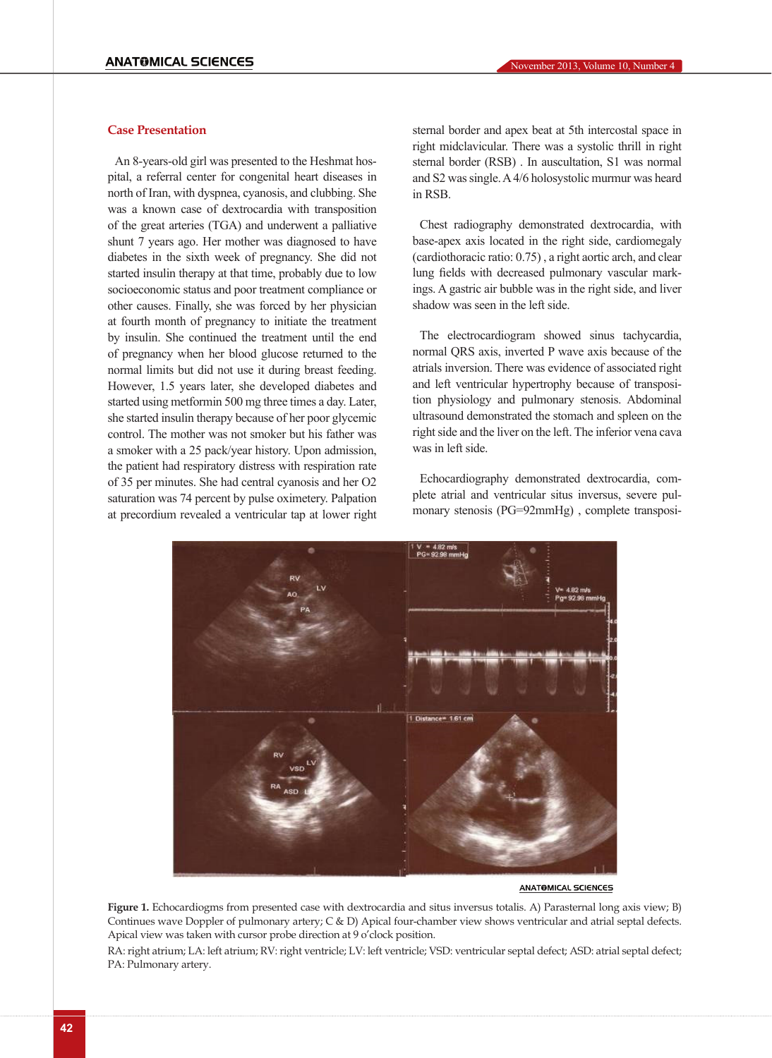## Case Presentation

An 8-years-old girl was presented to the Heshmat hospital, a referral center for congenital heart diseases in north of Iran, with dyspnea, cyanosis, and clubbing. She was a known case of dextrocardia with transposition of the great arteries (TGA) and underwent a palliative shunt 7 years ago. Her mother was diagnosed to have diabetes in the sixth week of pregnancy. She did not started insulin therapy at that time, probably due to low socioeconomic status and poor treatment compliance or other causes. Finally, she was forced by her physician at fourth month of pregnancy to initiate the treatment by insulin. She continued the treatment until the end of pregnancy when her blood glucose returned to the normal limits but did not use it during breast feeding. However, 1.5 years later, she developed diabetes and started using metformin 500 mg three times a day. Later, she started insulin therapy because of her poor glycemic control. The mother was not smoker but his father was a smoker with a 25 pack/year history. Upon admission, the patient had respiratory distress with respiration rate of 35 per minutes. She had central cyanosis and her O2 saturation was 74 percent by pulse oximetery. Palpation at precordium revealed a ventricular tap at lower right sternal border and apex beat at 5th intercostal space in right midclavicular. There was a systolic thrill in right sternal border (RSB) . In auscultation, S1 was normal and S2 was single. A 4/6 holosystolic murmur was heard in RSB.

Chest radiography demonstrated dextrocardia, with base-apex axis located in the right side, cardiomegaly (cardiothoracic ratio: 0.75) , a right aortic arch, and clear lung fields with decreased pulmonary vascular markings. A gastric air bubble was in the right side, and liver shadow was seen in the left side.

The electrocardiogram showed sinus tachycardia, normal QRS axis, inverted P wave axis because of the atrials inversion. There was evidence of associated right and left ventricular hypertrophy because of transposition physiology and pulmonary stenosis. Abdominal ultrasound demonstrated the stomach and spleen on the right side and the liver on the left. The inferior vena cava was in left side.

Echocardiography demonstrated dextrocardia, complete atrial and ventricular situs inversus, severe pulmonary stenosis (PG=92mmHg) , complete transposi-

**Figure 1.** Echocardiogms from presented case with dextrocardia and situs inversus totalis. A) Parasternal long axis view; B) Continues wave Doppler of pulmonary artery; C & D) Apical four-chamber view shows ventricular and atrial septal defects. Apical view was taken with cursor probe direction at 9 o'clock position.

RA: right atrium; LA: left atrium; RV: right ventricle; LV: left ventricle; VSD: ventricular septal defect; ASD: atrial septal defect; PA: Pulmonary artery.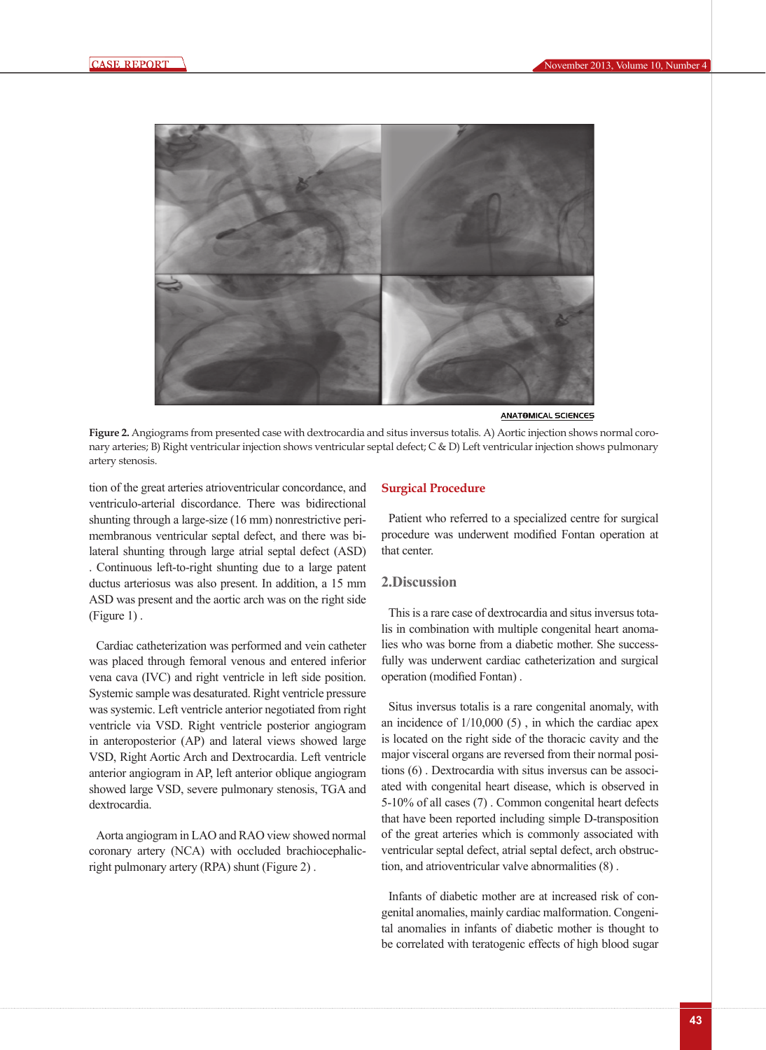Figure 2. Angiograms from presented case with dextrocardia and situs inversus totalis. A) Aortic injection shows normal coronary arteries; B) Right ventricular injection shows ventricular septal defect; C & D) Left ventricular injection shows pulmonary artery stenosis.

tion of the great arteries atrioventricular concordance, and ventriculo-arterial discordance. There was bidirectional shunting through a large-size (16 mm) nonrestrictive perimembranous ventricular septal defect, and there was bilateral shunting through large atrial septal defect (ASD). Continuous left-to-right shunting due to a large patent ductus arteriosus was also present. In addition, a 15 mm ASD was present and the aortic arch was on the right side (Figure 1).

Cardiac catheterization was performed and vein catheter was placed through femoral venous and entered inferior vena cava (IVC) and right ventricle in left side position. Systemic sample was desaturated. Right ventricle pressure was systemic. Left ventricle anterior negotiated from right ventricle via VSD. Right ventricle posterior angiogram in anteroposterior (AP) and lateral views showed large VSD, Right Aortic Arch and Dextrocardia. Left ventricle anterior angiogram in AP, left anterior oblique angiogram showed large VSD, severe pulmonary stenosis, TGA and dextrocardia.

Aorta angiogram in LAO and RAO view showed normal coronary artery (NCA) with occluded brachiocephalic-right pulmonary artery (RPA) shunt (Figure 2).

## Surgical Procedure

Patient who referred to a specialized centre for surgical procedure was underwent modified Fontan operation at that center.

## 2.Discussion

This is a rare case of dextrocardia and situs inversus totalis in combination with multiple congenital heart anomalies who was borne from a diabetic mother. She successfully was underwent cardiac catheterization and surgical operation (modified Fontan).

Situs inversus totalis is a rare congenital anomaly, with an incidence of 1/10,000 (5), in which the cardiac apex is located on the right side of the thoracic cavity and the major visceral organs are reversed from their normal positions (6). Dextrocardia with situs inversus can be associated with congenital heart disease, which is observed in 5-10% of all cases (7). Common congenital heart defects that have been reported including simple D-transposition of the great arteries which is commonly associated with ventricular septal defect, atrial septal defect, arch obstruction, and atrioventricular valve abnormalities (8).

Infants of diabetic mother are at increased risk of congenital anomalies, mainly cardiac malformation. Congenital anomalies in infants of diabetic mother is thought to be correlated with teratogenic effects of high blood sugar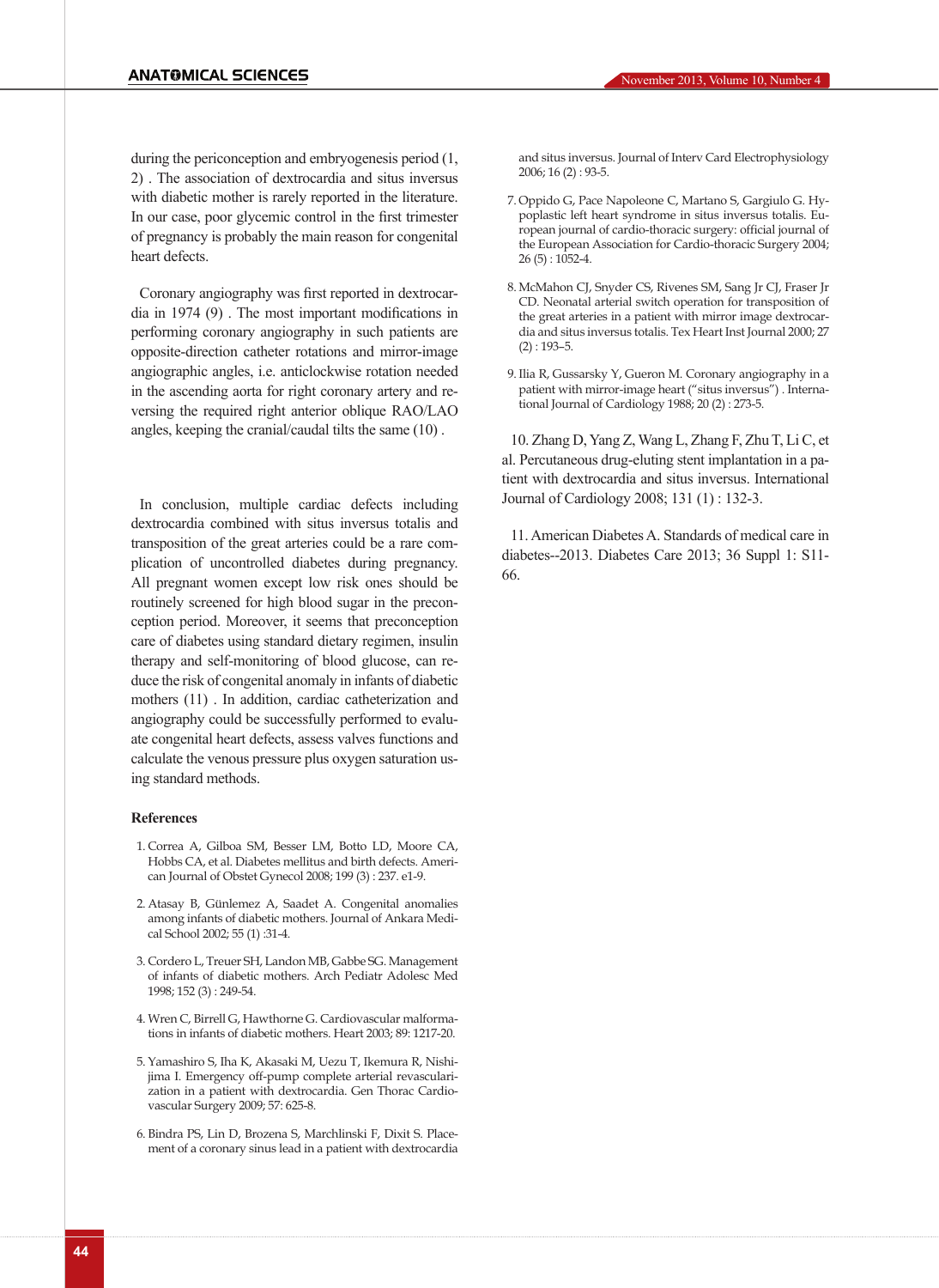during the periconception and embryogenesis period (1, 2) . The association of dextrocardia and situs inversus with diabetic mother is rarely reported in the literature. In our case, poor glycemic control in the first trimester of pregnancy is probably the main reason for congenital heart defects.

Coronary angiography was first reported in dextrocardia in 1974 (9) . The most important modifications in performing coronary angiography in such patients are opposite-direction catheter rotations and mirror-image angiographic angles, i.e. anticlockwise rotation needed in the ascending aorta for right coronary artery and reversing the required right anterior oblique RAO/LAO angles, keeping the cranial/caudal tilts the same (10) .

In conclusion, multiple cardiac defects including dextrocardia combined with situs inversus totalis and transposition of the great arteries could be a rare complication of uncontrolled diabetes during pregnancy. All pregnant women except low risk ones should be routinely screened for high blood sugar in the preconception period. Moreover, it seems that preconception care of diabetes using standard dietary regimen, insulin therapy and self-monitoring of blood glucose, can reduce the risk of congenital anomaly in infants of diabetic mothers (11) . In addition, cardiac catheterization and angiography could be successfully performed to evaluate congenital heart defects, assess valves functions and calculate the venous pressure plus oxygen saturation using standard methods.

**References**

1. Correa A, Gilboa SM, Besser LM, Botto LD, Moore CA, Hobbs CA, et al. Diabetes mellitus and birth defects. American Journal of Obstet Gynecol 2008; 199 (3) : 237. e1-9.

2. Atasay B, Günlemez A, Saadet A. Congenital anomalies among infants of diabetic mothers. Journal of Ankara Medical School 2002; 55 (1) :31-4.

3. Cordero L, Treuer SH, Landon MB, Gabbe SG. Management of infants of diabetic mothers. Arch Pediatr Adolesc Med 1998; 152 (3) : 249-54.

4. Wren C, Birrell G, Hawthorne G. Cardiovascular malformations in infants of diabetic mothers. Heart 2003; 89: 1217-20.

5. Yamashiro S, Iha K, Akasaki M, Uezu T, Ikemura R, Nishijima I. Emergency off-pump complete arterial revascularization in a patient with dextrocardia. Gen Thorac Cardiovascular Surgery 2009; 57: 625-8.

6. Bindra PS, Lin D, Brozena S, Marchlinski F, Dixit S. Placement of a coronary sinus lead in a patient with dextrocardia and situs inversus. Journal of Interv Card Electrophysiology 2006; 16 (2) : 93-5.

7. Oppido G, Pace Napoleone C, Martano S, Gargiulo G. Hypoplastic left heart syndrome in situs inversus totalis. European journal of cardio-thoracic surgery: official journal of the European Association for Cardio-thoracic Surgery 2004; 26 (5) : 1052-4.

8. McMahon CJ, Snyder CS, Rivenes SM, Sang Jr CJ, Fraser Jr CD. Neonatal arterial switch operation for transposition of the great arteries in a patient with mirror image dextrocardia and situs inversus totalis. Tex Heart Inst Journal 2000; 27 (2) : 193–5.

9. Ilia R, Gussarsky Y, Gueron M. Coronary angiography in a patient with mirror-image heart ("situs inversus") . International Journal of Cardiology 1988; 20 (2) : 273-5.

10. Zhang D, Yang Z, Wang L, Zhang F, Zhu T, Li C, et al. Percutaneous drug-eluting stent implantation in a patient with dextrocardia and situs inversus. International Journal of Cardiology 2008; 131 (1) : 132-3.

11. American Diabetes A. Standards of medical care in diabetes--2013. Diabetes Care 2013; 36 Suppl 1: S11-66.